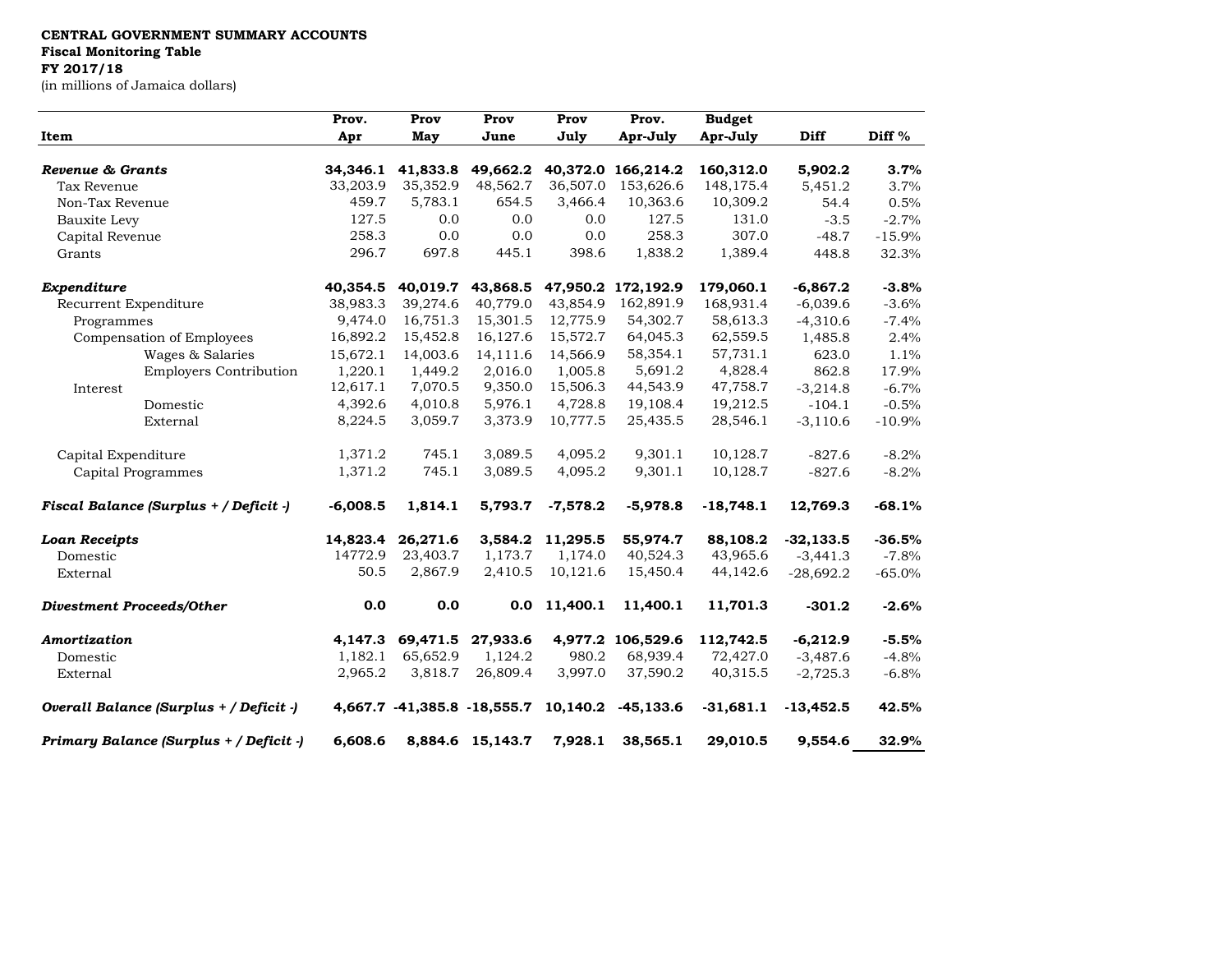**CENTRAL GOVERNMENT SUMMARY ACCOUNTS**
**Fiscal Monitoring Table**
**FY 2017/18**
(in millions of Jamaica dollars)

| Item | Prov. Apr | Prov May | Prov June | Prov July | Prov. Apr-July | Budget Apr-July | Diff | Diff % |
|---|---|---|---|---|---|---|---|---|
| ***Revenue & Grants*** | **34,346.1** | **41,833.8** | **49,662.2** | **40,372.0** | **166,214.2** | **160,312.0** | **5,902.2** | **3.7%** |
| Tax Revenue | 33,203.9 | 35,352.9 | 48,562.7 | 36,507.0 | 153,626.6 | 148,175.4 | 5,451.2 | 3.7% |
| Non-Tax Revenue | 459.7 | 5,783.1 | 654.5 | 3,466.4 | 10,363.6 | 10,309.2 | 54.4 | 0.5% |
| Bauxite Levy | 127.5 | 0.0 | 0.0 | 0.0 | 127.5 | 131.0 | -3.5 | -2.7% |
| Capital Revenue | 258.3 | 0.0 | 0.0 | 0.0 | 258.3 | 307.0 | -48.7 | -15.9% |
| Grants | 296.7 | 697.8 | 445.1 | 398.6 | 1,838.2 | 1,389.4 | 448.8 | 32.3% |
| ***Expenditure*** | **40,354.5** | **40,019.7** | **43,868.5** | **47,950.2** | **172,192.9** | **179,060.1** | **-6,867.2** | **-3.8%** |
| Recurrent Expenditure | 38,983.3 | 39,274.6 | 40,779.0 | 43,854.9 | 162,891.9 | 168,931.4 | -6,039.6 | -3.6% |
| Programmes | 9,474.0 | 16,751.3 | 15,301.5 | 12,775.9 | 54,302.7 | 58,613.3 | -4,310.6 | -7.4% |
| Compensation of Employees | 16,892.2 | 15,452.8 | 16,127.6 | 15,572.7 | 64,045.3 | 62,559.5 | 1,485.8 | 2.4% |
| Wages & Salaries | 15,672.1 | 14,003.6 | 14,111.6 | 14,566.9 | 58,354.1 | 57,731.1 | 623.0 | 1.1% |
| Employers Contribution | 1,220.1 | 1,449.2 | 2,016.0 | 1,005.8 | 5,691.2 | 4,828.4 | 862.8 | 17.9% |
| Interest | 12,617.1 | 7,070.5 | 9,350.0 | 15,506.3 | 44,543.9 | 47,758.7 | -3,214.8 | -6.7% |
| Domestic | 4,392.6 | 4,010.8 | 5,976.1 | 4,728.8 | 19,108.4 | 19,212.5 | -104.1 | -0.5% |
| External | 8,224.5 | 3,059.7 | 3,373.9 | 10,777.5 | 25,435.5 | 28,546.1 | -3,110.6 | -10.9% |
| Capital Expenditure | 1,371.2 | 745.1 | 3,089.5 | 4,095.2 | 9,301.1 | 10,128.7 | -827.6 | -8.2% |
| Capital Programmes | 1,371.2 | 745.1 | 3,089.5 | 4,095.2 | 9,301.1 | 10,128.7 | -827.6 | -8.2% |
| ***Fiscal Balance (Surplus + / Deficit -)*** | **-6,008.5** | **1,814.1** | **5,793.7** | **-7,578.2** | **-5,978.8** | **-18,748.1** | **12,769.3** | **-68.1%** |
| ***Loan Receipts*** | **14,823.4** | **26,271.6** | **3,584.2** | **11,295.5** | **55,974.7** | **88,108.2** | **-32,133.5** | **-36.5%** |
| Domestic | 14772.9 | 23,403.7 | 1,173.7 | 1,174.0 | 40,524.3 | 43,965.6 | -3,441.3 | -7.8% |
| External | 50.5 | 2,867.9 | 2,410.5 | 10,121.6 | 15,450.4 | 44,142.6 | -28,692.2 | -65.0% |
| ***Divestment Proceeds/Other*** | **0.0** | **0.0** | **0.0** | **11,400.1** | **11,400.1** | **11,701.3** | **-301.2** | **-2.6%** |
| ***Amortization*** | **4,147.3** | **69,471.5** | **27,933.6** | **4,977.2** | **106,529.6** | **112,742.5** | **-6,212.9** | **-5.5%** |
| Domestic | 1,182.1 | 65,652.9 | 1,124.2 | 980.2 | 68,939.4 | 72,427.0 | -3,487.6 | -4.8% |
| External | 2,965.2 | 3,818.7 | 26,809.4 | 3,997.0 | 37,590.2 | 40,315.5 | -2,725.3 | -6.8% |
| ***Overall Balance (Surplus + / Deficit -)*** | **4,667.7** | **-41,385.8** | **-18,555.7** | **10,140.2** | **-45,133.6** | **-31,681.1** | **-13,452.5** | **42.5%** |
| ***Primary Balance (Surplus + / Deficit -)*** | **6,608.6** | **8,884.6** | **15,143.7** | **7,928.1** | **38,565.1** | **29,010.5** | **9,554.6** | **32.9%** |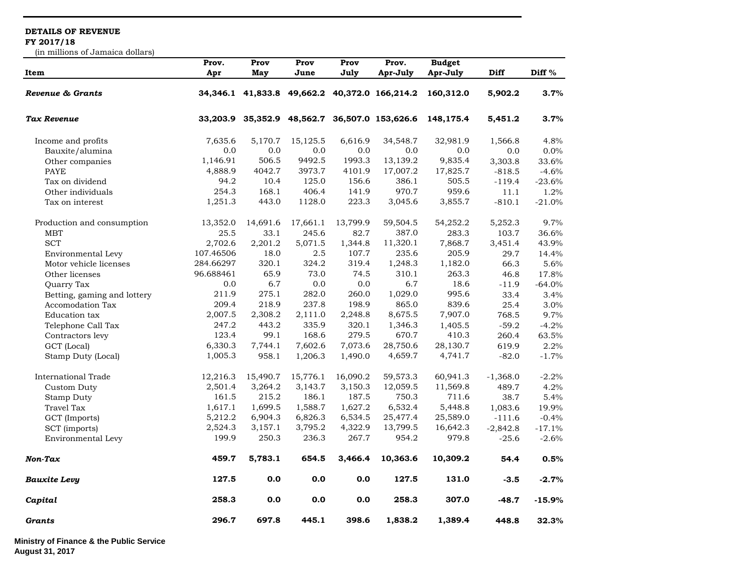**DETAILS OF REVENUE**
**FY 2017/18**
(in millions of Jamaica dollars)

| Item | Prov. Apr | Prov May | Prov June | Prov July | Prov. Apr-July | Budget Apr-July | Diff | Diff % |
|---|---|---|---|---|---|---|---|---|
| ***Revenue & Grants*** | **34,346.1** | **41,833.8** | **49,662.2** | **40,372.0** | **166,214.2** | **160,312.0** | **5,902.2** | **3.7%** |
| ***Tax Revenue*** | **33,203.9** | **35,352.9** | **48,562.7** | **36,507.0** | **153,626.6** | **148,175.4** | **5,451.2** | **3.7%** |
| Income and profits | 7,635.6 | 5,170.7 | 15,125.5 | 6,616.9 | 34,548.7 | 32,981.9 | 1,566.8 | 4.8% |
| Bauxite/alumina | 0.0 | 0.0 | 0.0 | 0.0 | 0.0 | 0.0 | 0.0 | 0.0% |
| Other companies | 1,146.91 | 506.5 | 9492.5 | 1993.3 | 13,139.2 | 9,835.4 | 3,303.8 | 33.6% |
| PAYE | 4,888.9 | 4042.7 | 3973.7 | 4101.9 | 17,007.2 | 17,825.7 | -818.5 | -4.6% |
| Tax on dividend | 94.2 | 10.4 | 125.0 | 156.6 | 386.1 | 505.5 | -119.4 | -23.6% |
| Other individuals | 254.3 | 168.1 | 406.4 | 141.9 | 970.7 | 959.6 | 11.1 | 1.2% |
| Tax on interest | 1,251.3 | 443.0 | 1128.0 | 223.3 | 3,045.6 | 3,855.7 | -810.1 | -21.0% |
| Production and consumption | 13,352.0 | 14,691.6 | 17,661.1 | 13,799.9 | 59,504.5 | 54,252.2 | 5,252.3 | 9.7% |
| MBT | 25.5 | 33.1 | 245.6 | 82.7 | 387.0 | 283.3 | 103.7 | 36.6% |
| SCT | 2,702.6 | 2,201.2 | 5,071.5 | 1,344.8 | 11,320.1 | 7,868.7 | 3,451.4 | 43.9% |
| Environmental Levy | 107.46506 | 18.0 | 2.5 | 107.7 | 235.6 | 205.9 | 29.7 | 14.4% |
| Motor vehicle licenses | 284.66297 | 320.1 | 324.2 | 319.4 | 1,248.3 | 1,182.0 | 66.3 | 5.6% |
| Other licenses | 96.688461 | 65.9 | 73.0 | 74.5 | 310.1 | 263.3 | 46.8 | 17.8% |
| Quarry Tax | 0.0 | 6.7 | 0.0 | 0.0 | 6.7 | 18.6 | -11.9 | -64.0% |
| Betting, gaming and lottery | 211.9 | 275.1 | 282.0 | 260.0 | 1,029.0 | 995.6 | 33.4 | 3.4% |
| Accomodation Tax | 209.4 | 218.9 | 237.8 | 198.9 | 865.0 | 839.6 | 25.4 | 3.0% |
| Education tax | 2,007.5 | 2,308.2 | 2,111.0 | 2,248.8 | 8,675.5 | 7,907.0 | 768.5 | 9.7% |
| Telephone Call Tax | 247.2 | 443.2 | 335.9 | 320.1 | 1,346.3 | 1,405.5 | -59.2 | -4.2% |
| Contractors levy | 123.4 | 99.1 | 168.6 | 279.5 | 670.7 | 410.3 | 260.4 | 63.5% |
| GCT (Local) | 6,330.3 | 7,744.1 | 7,602.6 | 7,073.6 | 28,750.6 | 28,130.7 | 619.9 | 2.2% |
| Stamp Duty (Local) | 1,005.3 | 958.1 | 1,206.3 | 1,490.0 | 4,659.7 | 4,741.7 | -82.0 | -1.7% |
| International Trade | 12,216.3 | 15,490.7 | 15,776.1 | 16,090.2 | 59,573.3 | 60,941.3 | -1,368.0 | -2.2% |
| Custom Duty | 2,501.4 | 3,264.2 | 3,143.7 | 3,150.3 | 12,059.5 | 11,569.8 | 489.7 | 4.2% |
| Stamp Duty | 161.5 | 215.2 | 186.1 | 187.5 | 750.3 | 711.6 | 38.7 | 5.4% |
| Travel Tax | 1,617.1 | 1,699.5 | 1,588.7 | 1,627.2 | 6,532.4 | 5,448.8 | 1,083.6 | 19.9% |
| GCT (Imports) | 5,212.2 | 6,904.3 | 6,826.3 | 6,534.5 | 25,477.4 | 25,589.0 | -111.6 | -0.4% |
| SCT (imports) | 2,524.3 | 3,157.1 | 3,795.2 | 4,322.9 | 13,799.5 | 16,642.3 | -2,842.8 | -17.1% |
| Environmental Levy | 199.9 | 250.3 | 236.3 | 267.7 | 954.2 | 979.8 | -25.6 | -2.6% |
| ***Non-Tax*** | **459.7** | **5,783.1** | **654.5** | **3,466.4** | **10,363.6** | **10,309.2** | **54.4** | **0.5%** |
| ***Bauxite Levy*** | **127.5** | **0.0** | **0.0** | **0.0** | **127.5** | **131.0** | **-3.5** | **-2.7%** |
| ***Capital*** | **258.3** | **0.0** | **0.0** | **0.0** | **258.3** | **307.0** | **-48.7** | **-15.9%** |
| ***Grants*** | **296.7** | **697.8** | **445.1** | **398.6** | **1,838.2** | **1,389.4** | **448.8** | **32.3%** |

**Ministry of Finance & the Public Service**
**August 31, 2017**